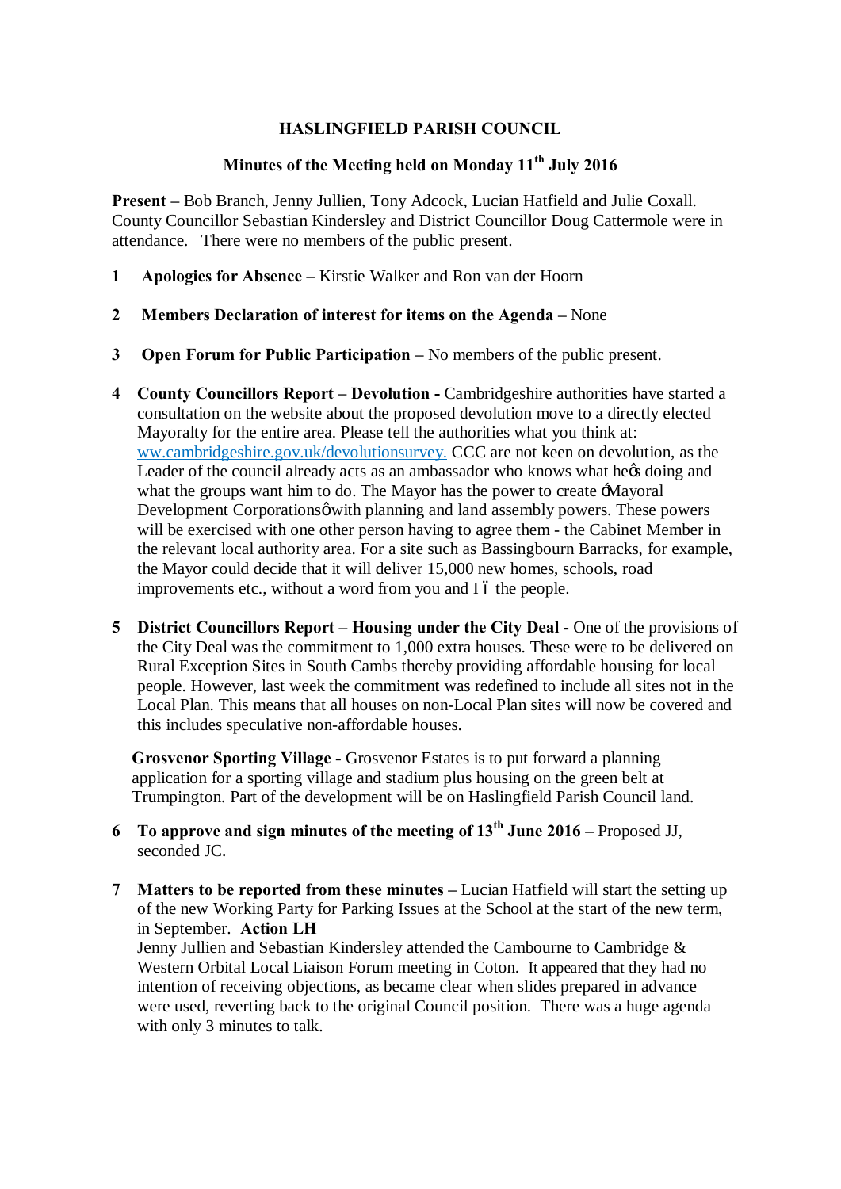# HASLINGFIELD PARISH COUNCIL

## Minutes of the Meeting held on Monday 11th July 2016

**Present** – Bob Branch, Jenny Jullien, Tony Adcock, Lucian Hatfield and Julie Coxall. County Councillor Sebastian Kindersley and District Councillor Doug Cattermole were in attendance. There were no members of the public present.

1 **Apologies for Absence** – Kirstie Walker and Ron van der Hoorn

2 **Members Declaration of interest for items on the Agenda** – None

3 **Open Forum for Public Participation** – No members of the public present.

4 **County Councillors Report** – **Devolution -** Cambridgeshire authorities have started a consultation on the website about the proposed devolution move to a directly elected Mayoralty for the entire area. Please tell the authorities what you think at: ww.cambridgeshire.gov.uk/devolutionsurvey. CCC are not keen on devolution, as the Leader of the council already acts as an ambassador who knows what heŋs doing and what the groups want him to do. The Mayor has the power to create ‛Mayoral Development Corporationsŏ with planning and land assembly powers. These powers will be exercised with one other person having to agree them - the Cabinet Member in the relevant local authority area. For a site such as Bassingbourn Barracks, for example, the Mayor could decide that it will deliver 15,000 new homes, schools, road improvements etc., without a word from you and I ó the people.

5 **District Councillors Report** – **Housing under the City Deal -** One of the provisions of the City Deal was the commitment to 1,000 extra houses. These were to be delivered on Rural Exception Sites in South Cambs thereby providing affordable housing for local people. However, last week the commitment was redefined to include all sites not in the Local Plan. This means that all houses on non-Local Plan sites will now be covered and this includes speculative non-affordable houses.

**Grosvenor Sporting Village -** Grosvenor Estates is to put forward a planning application for a sporting village and stadium plus housing on the green belt at Trumpington. Part of the development will be on Haslingfield Parish Council land.

6 **To approve and sign minutes of the meeting of 13th June 2016** – Proposed JJ, seconded JC.

7 **Matters to be reported from these minutes** – Lucian Hatfield will start the setting up of the new Working Party for Parking Issues at the School at the start of the new term, in September. **Action LH**
Jenny Jullien and Sebastian Kindersley attended the Cambourne to Cambridge & Western Orbital Local Liaison Forum meeting in Coton. It appeared that they had no intention of receiving objections, as became clear when slides prepared in advance were used, reverting back to the original Council position. There was a huge agenda with only 3 minutes to talk.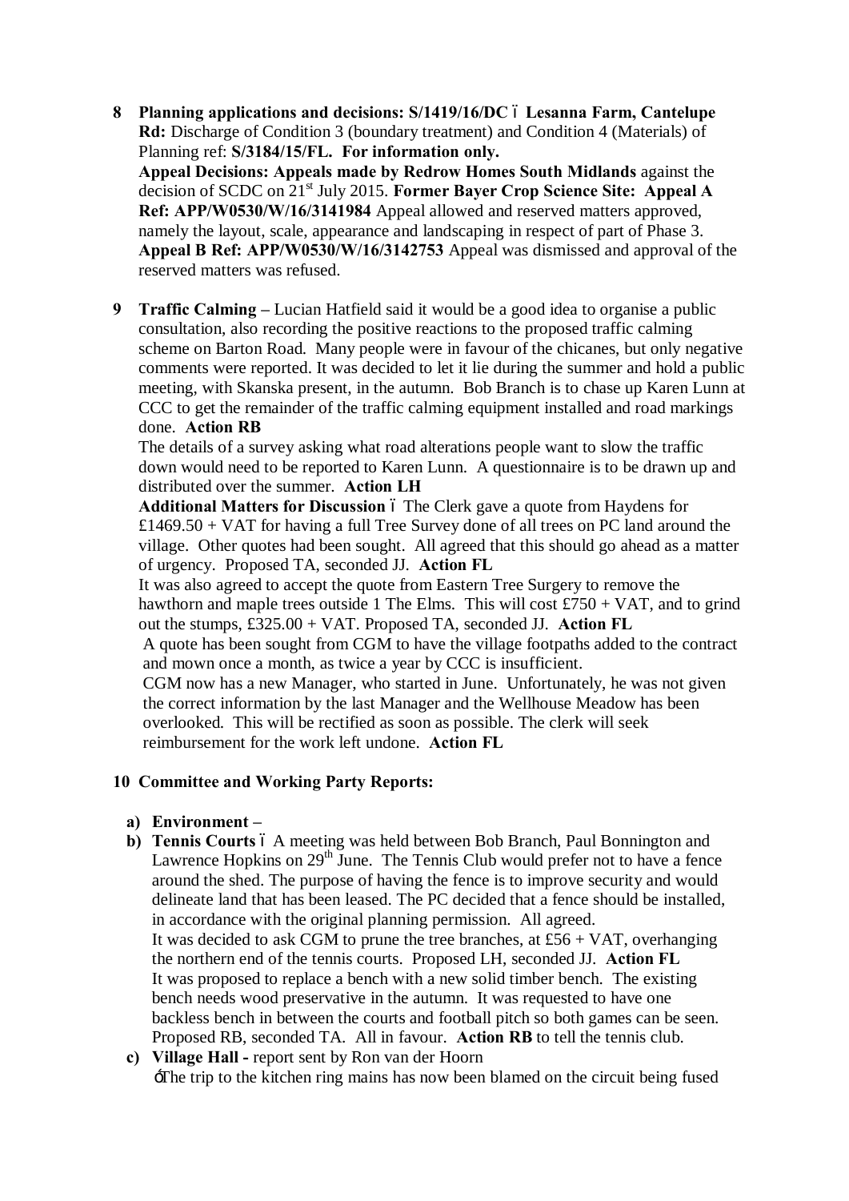**8 Planning applications and decisions: S/1419/16/DC – Lesanna Farm, Cantelupe Rd:** Discharge of Condition 3 (boundary treatment) and Condition 4 (Materials) of Planning ref: **S/3184/15/FL. For information only.**
**Appeal Decisions: Appeals made by Redrow Homes South Midlands** against the decision of SCDC on 21st July 2015. **Former Bayer Crop Science Site: Appeal A Ref: APP/W0530/W/16/3141984** Appeal allowed and reserved matters approved, namely the layout, scale, appearance and landscaping in respect of part of Phase 3. **Appeal B Ref: APP/W0530/W/16/3142753** Appeal was dismissed and approval of the reserved matters was refused.

**9 Traffic Calming –** Lucian Hatfield said it would be a good idea to organise a public consultation, also recording the positive reactions to the proposed traffic calming scheme on Barton Road. Many people were in favour of the chicanes, but only negative comments were reported. It was decided to let it lie during the summer and hold a public meeting, with Skanska present, in the autumn. Bob Branch is to chase up Karen Lunn at CCC to get the remainder of the traffic calming equipment installed and road markings done. **Action RB**

The details of a survey asking what road alterations people want to slow the traffic down would need to be reported to Karen Lunn. A questionnaire is to be drawn up and distributed over the summer. **Action LH**

**Additional Matters for Discussion** – The Clerk gave a quote from Haydens for £1469.50 + VAT for having a full Tree Survey done of all trees on PC land around the village. Other quotes had been sought. All agreed that this should go ahead as a matter of urgency. Proposed TA, seconded JJ. **Action FL**

It was also agreed to accept the quote from Eastern Tree Surgery to remove the hawthorn and maple trees outside 1 The Elms. This will cost £750 + VAT, and to grind out the stumps, £325.00 + VAT. Proposed TA, seconded JJ. **Action FL**

A quote has been sought from CGM to have the village footpaths added to the contract and mown once a month, as twice a year by CCC is insufficient.

CGM now has a new Manager, who started in June. Unfortunately, he was not given the correct information by the last Manager and the Wellhouse Meadow has been overlooked. This will be rectified as soon as possible. The clerk will seek reimbursement for the work left undone. **Action FL**

**10 Committee and Working Party Reports:**

**a) Environment –**

**b) Tennis Courts** – A meeting was held between Bob Branch, Paul Bonnington and Lawrence Hopkins on 29th June. The Tennis Club would prefer not to have a fence around the shed. The purpose of having the fence is to improve security and would delineate land that has been leased. The PC decided that a fence should be installed, in accordance with the original planning permission. All agreed.
It was decided to ask CGM to prune the tree branches, at £56 + VAT, overhanging the northern end of the tennis courts. Proposed LH, seconded JJ. **Action FL**
It was proposed to replace a bench with a new solid timber bench. The existing bench needs wood preservative in the autumn. It was requested to have one backless bench in between the courts and football pitch so both games can be seen. Proposed RB, seconded TA. All in favour. **Action RB** to tell the tennis club.

**c) Village Hall -** report sent by Ron van der Hoorn
"The trip to the kitchen ring mains has now been blamed on the circuit being fused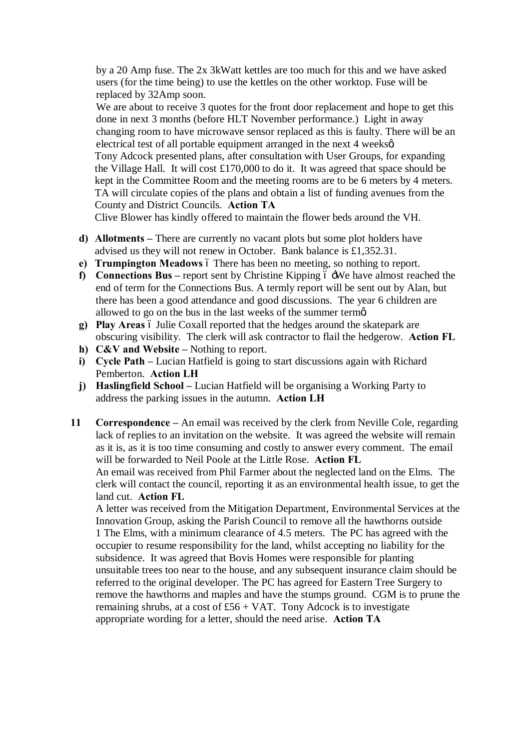by a 20 Amp fuse. The 2x 3kWatt kettles are too much for this and we have asked users (for the time being) to use the kettles on the other worktop. Fuse will be replaced by 32Amp soon.

We are about to receive 3 quotes for the front door replacement and hope to get this done in next 3 months (before HLT November performance.) Light in away changing room to have microwave sensor replaced as this is faulty. There will be an electrical test of all portable equipment arranged in the next 4 weeksö

Tony Adcock presented plans, after consultation with User Groups, for expanding the Village Hall. It will cost £170,000 to do it. It was agreed that space should be kept in the Committee Room and the meeting rooms are to be 6 meters by 4 meters. TA will circulate copies of the plans and obtain a list of funding avenues from the County and District Councils. **Action TA**

Clive Blower has kindly offered to maintain the flower beds around the VH.

- **d) Allotments –** There are currently no vacant plots but some plot holders have advised us they will not renew in October. Bank balance is £1,352.31.
- **e) Trumpington Meadows** ó There has been no meeting, so nothing to report.
- **f) Connections Bus –** report sent by Christine Kipping ó óWe have almost reached the end of term for the Connections Bus. A termly report will be sent out by Alan, but there has been a good attendance and good discussions. The year 6 children are allowed to go on the bus in the last weeks of the summer termö
- **g) Play Areas** ó Julie Coxall reported that the hedges around the skatepark are obscuring visibility. The clerk will ask contractor to flail the hedgerow. **Action FL**
- **h) C&V and Website –** Nothing to report.
- **i) Cycle Path –** Lucian Hatfield is going to start discussions again with Richard Pemberton. **Action LH**
- **j) Haslingfield School –** Lucian Hatfield will be organising a Working Party to address the parking issues in the autumn. **Action LH**

**11 Correspondence –** An email was received by the clerk from Neville Cole, regarding lack of replies to an invitation on the website. It was agreed the website will remain as it is, as it is too time consuming and costly to answer every comment. The email will be forwarded to Neil Poole at the Little Rose. **Action FL**

An email was received from Phil Farmer about the neglected land on the Elms. The clerk will contact the council, reporting it as an environmental health issue, to get the land cut. **Action FL**

A letter was received from the Mitigation Department, Environmental Services at the Innovation Group, asking the Parish Council to remove all the hawthorns outside 1 The Elms, with a minimum clearance of 4.5 meters. The PC has agreed with the occupier to resume responsibility for the land, whilst accepting no liability for the subsidence. It was agreed that Bovis Homes were responsible for planting unsuitable trees too near to the house, and any subsequent insurance claim should be referred to the original developer. The PC has agreed for Eastern Tree Surgery to remove the hawthorns and maples and have the stumps ground. CGM is to prune the remaining shrubs, at a cost of £56 + VAT. Tony Adcock is to investigate appropriate wording for a letter, should the need arise. **Action TA**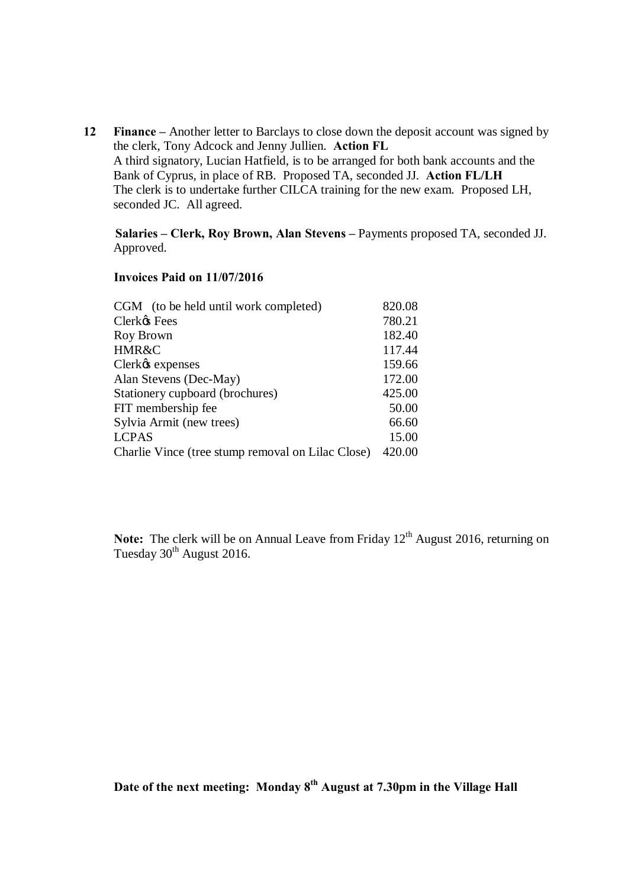**12** **Finance** – Another letter to Barclays to close down the deposit account was signed by the clerk, Tony Adcock and Jenny Jullien. **Action FL**
A third signatory, Lucian Hatfield, is to be arranged for both bank accounts and the Bank of Cyprus, in place of RB. Proposed TA, seconded JJ. **Action FL/LH**
The clerk is to undertake further CILCA training for the new exam. Proposed LH, seconded JC. All agreed.

**Salaries – Clerk, Roy Brown, Alan Stevens –** Payments proposed TA, seconded JJ. Approved.

**Invoices Paid on 11/07/2016**

| | |
|---|---|
| CGM (to be held until work completed) | 820.08 |
| Clerkφs Fees | 780.21 |
| Roy Brown | 182.40 |
| HMR&C | 117.44 |
| Clerkφs expenses | 159.66 |
| Alan Stevens (Dec-May) | 172.00 |
| Stationery cupboard (brochures) | 425.00 |
| FIT membership fee | 50.00 |
| Sylvia Armit (new trees) | 66.60 |
| LCPAS | 15.00 |
| Charlie Vince (tree stump removal on Lilac Close) | 420.00 |

**Note:** The clerk will be on Annual Leave from Friday 12th August 2016, returning on Tuesday 30th August 2016.

**Date of the next meeting: Monday 8th August at 7.30pm in the Village Hall**